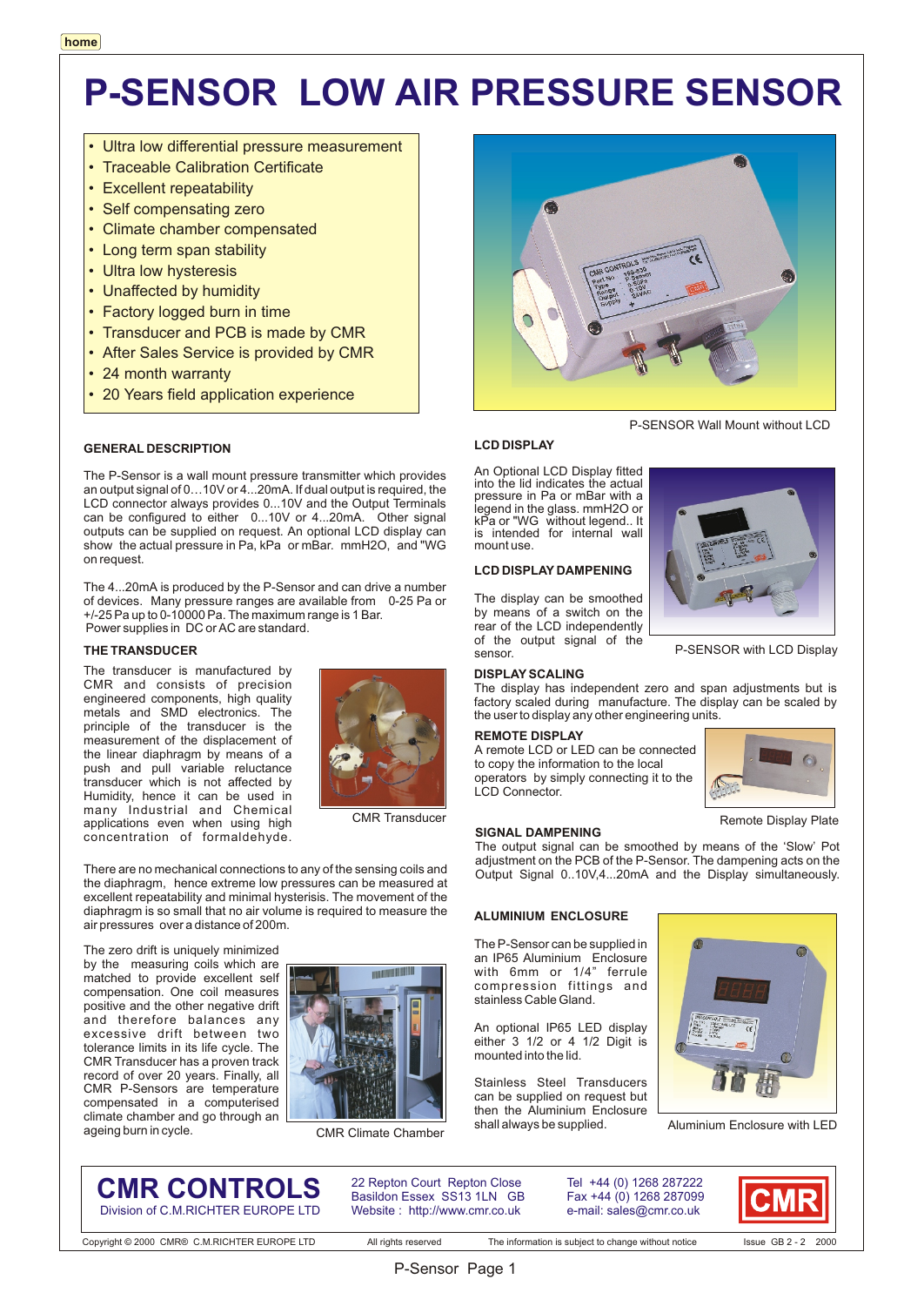# P-SENSOR LOW AIR PRESSURE SENSOR

- Ultra low differential pressure measurement
- Traceable Calibration Certificate
- Excellent repeatability
- Self compensating zero
- Climate chamber compensated
- Long term span stability
- Ultra low hysteresis
- Unaffected by humidity
- Factory logged burn in time
- Transducer and PCB is made by CMR
- After Sales Service is provided by CMR
- 24 month warranty
- 20 Years field application experience

P-SENSOR Wall Mount without LCD

### GENERAL DESCRIPTION

The P-Sensor is a wall mount pressure transmitter which provides an output signal of 0…10V or 4...20mA. If dual output is required, the LCD connector always provides 0...10V and the Output Terminals can be configured to either 0...10V or 4...20mA. Other signal outputs can be supplied on request. An optional LCD display can show the actual pressure in Pa, kPa or mBar. mmH2O, and "WG on request.

The 4...20mA is produced by the P-Sensor and can drive a number of devices. Many pressure ranges are available from 0-25 Pa or +/-25 Pa up to 0-10000 Pa. The maximum range is 1 Bar. Power supplies in DC or AC are standard.

### THE TRANSDUCER

The transducer is manufactured by CMR and consists of precision engineered components, high quality metals and SMD electronics. The principle of the transducer is the measurement of the displacement of the linear diaphragm by means of a push and pull variable reluctance transducer which is not affected by Humidity, hence it can be used in many Industrial and Chemical applications even when using high concentration of formaldehyde.

CMR Transducer

There are no mechanical connections to any of the sensing coils and the diaphragm, hence extreme low pressures can be measured at excellent repeatability and minimal hysterisis. The movement of the diaphragm is so small that no air volume is required to measure the air pressures over a distance of 200m.

The zero drift is uniquely minimized by the measuring coils which are matched to provide excellent self compensation. One coil measures positive and the other negative drift and therefore balances any excessive drift between two tolerance limits in its life cycle. The CMR Transducer has a proven track record of over 20 years. Finally, all CMR P-Sensors are temperature compensated in a computerised climate chamber and go through an ageing burn in cycle.

CMR Climate Chamber

### LCD DISPLAY

An Optional LCD Display fitted into the lid indicates the actual pressure in Pa or mBar with a legend in the glass. mmH2O or kPa or "WG without legend.. It is intended for internal wall mount use.

### LCD DISPLAY DAMPENING

The display can be smoothed by means of a switch on the rear of the LCD independently of the output signal of the sensor.

P-SENSOR with LCD Display

### DISPLAY SCALING

The display has independent zero and span adjustments but is factory scaled during manufacture. The display can be scaled by the user to display any other engineering units.

### REMOTE DISPLAY

A remote LCD or LED can be connected to copy the information to the local operators by simply connecting it to the LCD Connector.

Remote Display Plate

### SIGNAL DAMPENING

The output signal can be smoothed by means of the 'Slow' Pot adjustment on the PCB of the P-Sensor. The dampening acts on the Output Signal 0..10V,4...20mA and the Display simultaneously.

### ALUMINIUM ENCLOSURE

The P-Sensor can be supplied in an IP65 Aluminium Enclosure with 6mm or 1/4" ferrule compression fittings and stainless Cable Gland.

An optional IP65 LED display either 3 1/2 or 4 1/2 Digit is mounted into the lid.

Stainless Steel Transducers can be supplied on request but then the Aluminium Enclosure shall always be supplied.

Aluminium Enclosure with LED

**CMR CONTROLS**
Division of C.M.RICHTER EUROPE LTD

22 Repton Court Repton Close
Basildon Essex SS13 1LN GB
Website : http://www.cmr.co.uk

Tel +44 (0) 1268 287222
Fax +44 (0) 1268 287099
e-mail: sales@cmr.co.uk

Copyright © 2000 CMR® C.M.RICHTER EUROPE LTD All rights reserved The information is subject to change without notice Issue GB 2 - 2 2000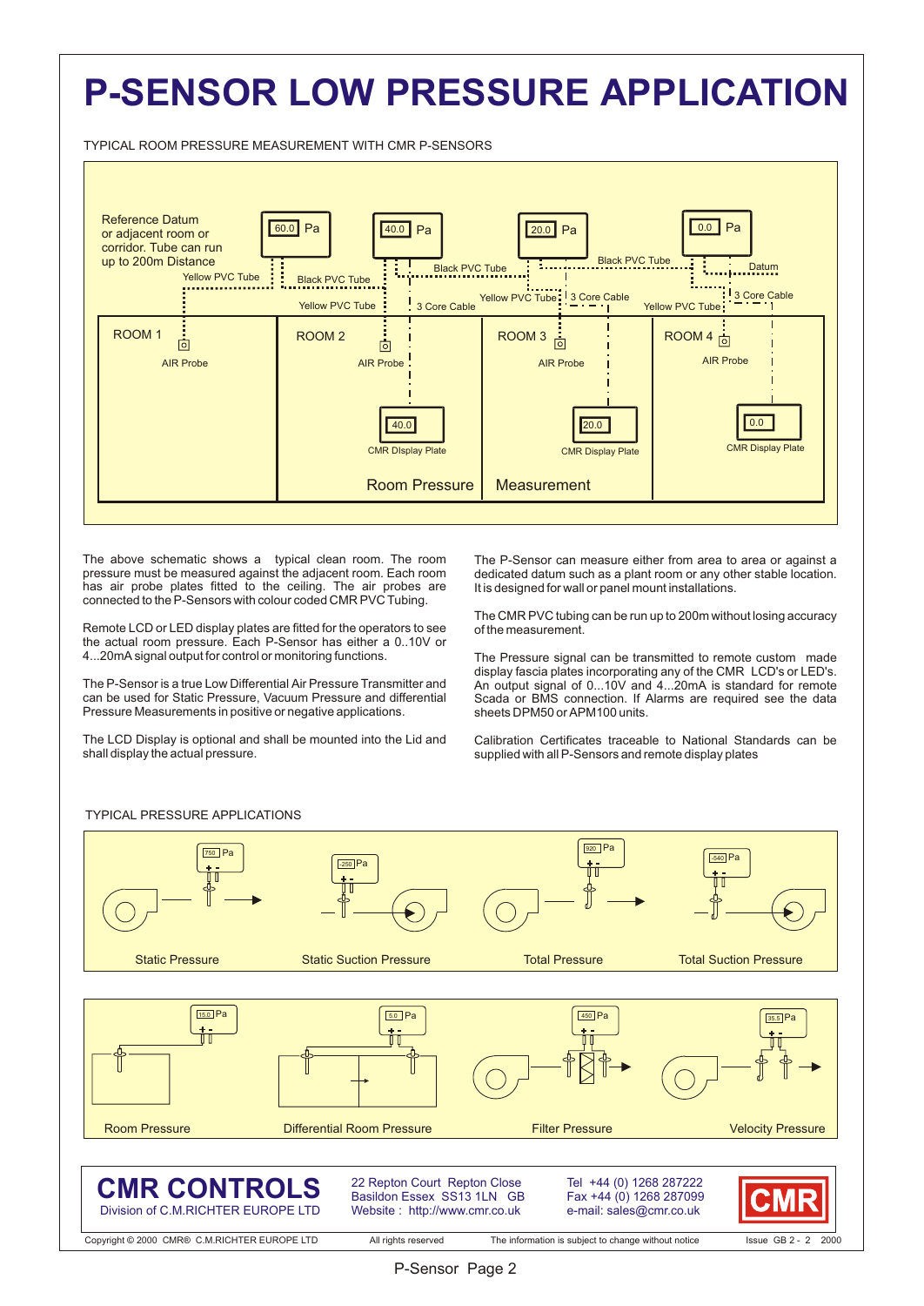# P-SENSOR LOW PRESSURE APPLICATION

TYPICAL ROOM PRESSURE MEASUREMENT WITH CMR P-SENSORS

Reference Datum or adjacent room or corridor. Tube can run up to 200m Distance

Yellow PVC Tube | Black PVC Tube | Black PVC Tube | Black PVC Tube | Datum | Yellow PVC Tube | 3 Core Cable | Yellow PVC Tube | 3 Core Cable | Yellow PVC Tube | 3 Core Cable

60.0 Pa | 40.0 Pa | 20.0 Pa | 0.0 Pa

ROOM 1 — AIR Probe
ROOM 2 — AIR Probe — 40.0 CMR DIsplay Plate
ROOM 3 — AIR Probe — 20.0 CMR Display Plate
ROOM 4 — AIR Probe — 0.0 CMR Display Plate

Room Pressure Measurement

The above schematic shows a typical clean room. The room pressure must be measured against the adjacent room. Each room has air probe plates fitted to the ceiling. The air probes are connected to the P-Sensors with colour coded CMR PVC Tubing.

Remote LCD or LED display plates are fitted for the operators to see the actual room pressure. Each P-Sensor has either a 0..10V or 4...20mA signal output for control or monitoring functions.

The P-Sensor is a true Low Differential Air Pressure Transmitter and can be used for Static Pressure, Vacuum Pressure and differential Pressure Measurements in positive or negative applications.

The LCD Display is optional and shall be mounted into the Lid and shall display the actual pressure.

The P-Sensor can measure either from area to area or against a dedicated datum such as a plant room or any other stable location. It is designed for wall or panel mount installations.

The CMR PVC tubing can be run up to 200m without losing accuracy of the measurement.

The Pressure signal can be transmitted to remote custom made display fascia plates incorporating any of the CMR LCD's or LED's. An output signal of 0...10V and 4...20mA is standard for remote Scada or BMS connection. If Alarms are required see the data sheets DPM50 or APM100 units.

Calibration Certificates traceable to National Standards can be supplied with all P-Sensors and remote display plates

TYPICAL PRESSURE APPLICATIONS

750 Pa — Static Pressure
-250 Pa — Static Suction Pressure
920 Pa — Total Pressure
-540 Pa — Total Suction Pressure

15.0 Pa — Room Pressure
5.0 Pa — Differential Room Pressure
450 Pa — Filter Pressure
35.5 Pa — Velocity Pressure

**CMR CONTROLS**
Division of C.M.RICHTER EUROPE LTD

22 Repton Court Repton Close
Basildon Essex SS13 1LN GB
Website : http://www.cmr.co.uk

Tel +44 (0) 1268 287222
Fax +44 (0) 1268 287099
e-mail: sales@cmr.co.uk

Copyright © 2000 CMR® C.M.RICHTER EUROPE LTD — All rights reserved — The information is subject to change without notice — Issue GB 2 - 2 2000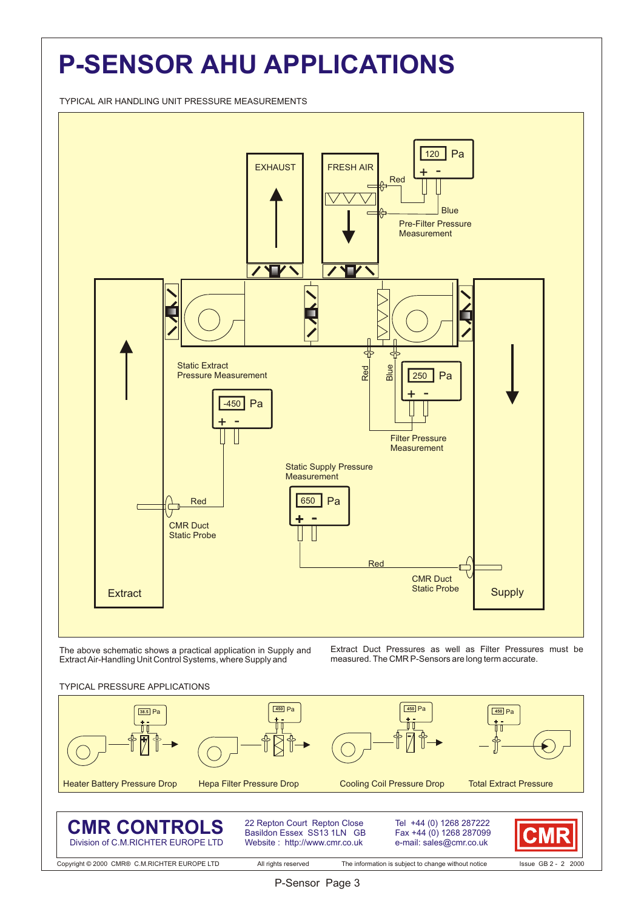# P-SENSOR AHU APPLICATIONS

TYPICAL AIR HANDLING UNIT PRESSURE MEASUREMENTS

EXHAUST

FRESH AIR

120 Pa

Red

Blue

Pre-Filter Pressure Measurement

Static Extract Pressure Measurement

-450 Pa

Red

Blue

250 Pa

Filter Pressure Measurement

Static Supply Pressure Measurement

650 Pa

Red

CMR Duct Static Probe

Red

CMR Duct Static Probe

Extract

Supply

The above schematic shows a practical application in Supply and Extract Air-Handling Unit Control Systems, where Supply and Extract Duct Pressures as well as Filter Pressures must be measured. The CMR P-Sensors are long term accurate.

TYPICAL PRESSURE APPLICATIONS

38.5 Pa

Heater Battery Pressure Drop

450 Pa

Hepa Filter Pressure Drop

450 Pa

Cooling Coil Pressure Drop

450 Pa

Total Extract Pressure

**CMR CONTROLS**
Division of C.M.RICHTER EUROPE LTD

22 Repton Court Repton Close
Basildon Essex SS13 1LN GB
Website : http://www.cmr.co.uk

Tel +44 (0) 1268 287222
Fax +44 (0) 1268 287099
e-mail: sales@cmr.co.uk

CMR

Copyright © 2000 CMR® C.M.RICHTER EUROPE LTD All rights reserved The information is subject to change without notice Issue GB 2 - 2 2000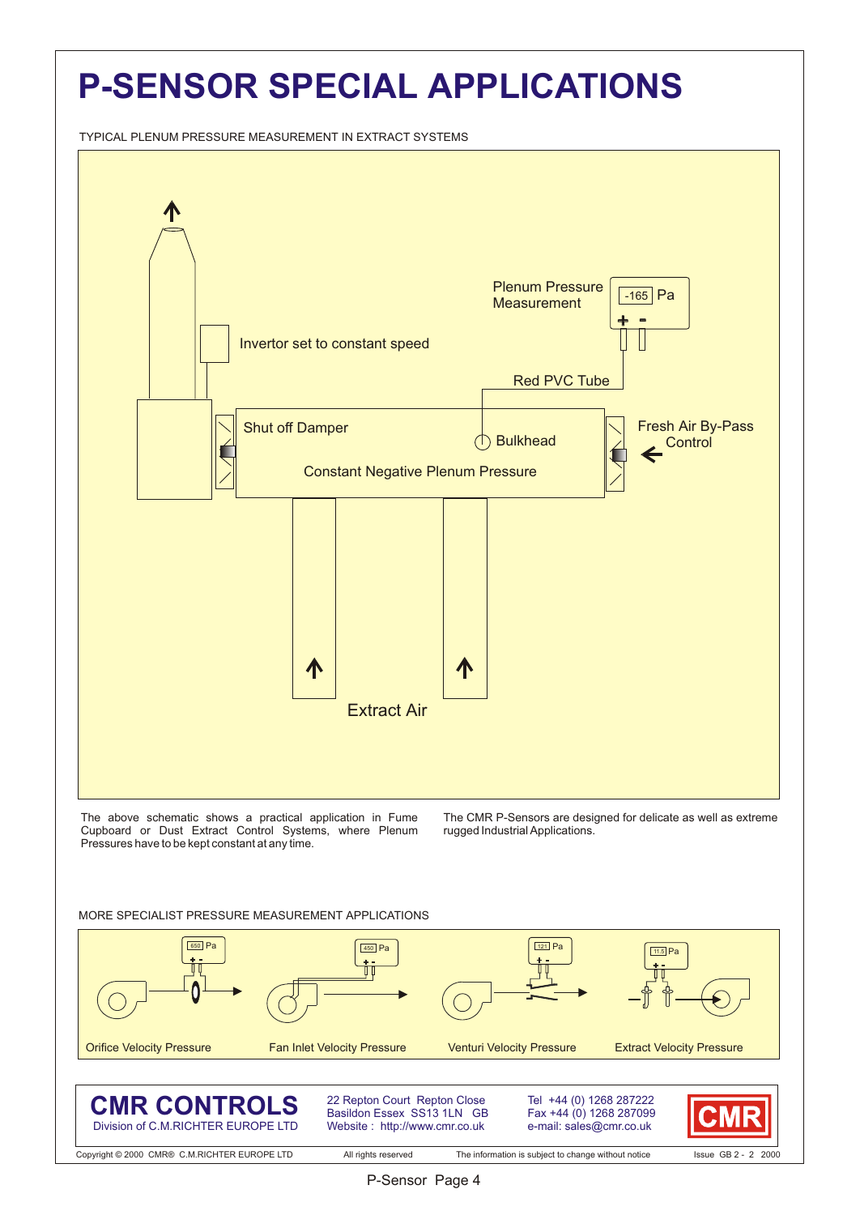# P-SENSOR SPECIAL APPLICATIONS

TYPICAL PLENUM PRESSURE MEASUREMENT IN EXTRACT SYSTEMS

Plenum Pressure Measurement

-165 Pa

Invertor set to constant speed

Red PVC Tube

Shut off Damper

Bulkhead

Fresh Air By-Pass Control

Constant Negative Plenum Pressure

Extract Air

The above schematic shows a practical application in Fume Cupboard or Dust Extract Control Systems, where Plenum Pressures have to be kept constant at any time.

The CMR P-Sensors are designed for delicate as well as extreme rugged Industrial Applications.

MORE SPECIALIST PRESSURE MEASUREMENT APPLICATIONS

650 Pa — Orifice Velocity Pressure

450 Pa — Fan Inlet Velocity Pressure

121 Pa — Venturi Velocity Pressure

11.5 Pa — Extract Velocity Pressure

**CMR CONTROLS**
Division of C.M.RICHTER EUROPE LTD

22 Repton Court Repton Close
Basildon Essex SS13 1LN GB
Website : http://www.cmr.co.uk

Tel +44 (0) 1268 287222
Fax +44 (0) 1268 287099
e-mail: sales@cmr.co.uk

CMR

Copyright © 2000 CMR® C.M.RICHTER EUROPE LTD — All rights reserved — The information is subject to change without notice — Issue GB 2 - 2 2000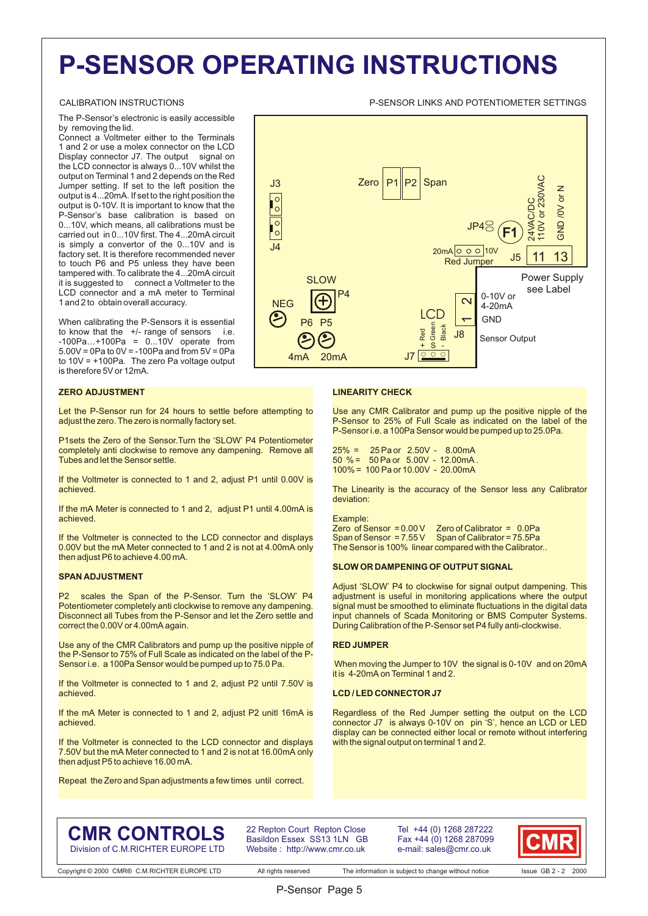# P-SENSOR OPERATING INSTRUCTIONS

## CALIBRATION INSTRUCTIONS

The P-Sensor's electronic is easily accessible by removing the lid.
Connect a Voltmeter either to the Terminals 1 and 2 or use a molex connector on the LCD Display connector J7. The output signal on the LCD connector is always 0...10V whilst the output on Terminal 1 and 2 depends on the Red Jumper setting. If set to the left position the output is 4...20mA. If set to the right position the output is 0-10V. It is important to know that the P-Sensor's base calibration is based on 0...10V, which means, all calibrations must be carried out in 0...10V first. The 4...20mA circuit is simply a convertor of the 0...10V and is factory set. It is therefore recommended never to touch P6 and P5 unless they have been tampered with. To calibrate the 4...20mA circuit it is suggested to connect a Voltmeter to the LCD connector and a mA meter to Terminal 1 and 2 to obtain overall accuracy.

When calibrating the P-Sensors it is essential to know that the +/- range of sensors i.e. -100Pa…+100Pa = 0...10V operate from 5.00V = 0Pa to 0V = -100Pa and from 5V = 0Pa to 10V = +100Pa. The zero Pa voltage output is therefore 5V or 12mA.

## P-SENSOR LINKS AND POTENTIOMETER SETTINGS

J3, J4, Zero P1, P2 Span, JP4, F1, 24VAC/DC 110V or 230VAC, GND /0V or N, 20mA / 10V Red Jumper, J5 11 13, Power Supply see Label, SLOW P4, NEG, P6 P5, 4mA 20mA, LCD, + Red, S Green, - Black, J8, J7, 2: 0-10V or 4-20mA, 1: GND, Sensor Output

### ZERO ADJUSTMENT

Let the P-Sensor run for 24 hours to settle before attempting to adjust the zero. The zero is normally factory set.

P1sets the Zero of the Sensor.Turn the 'SLOW' P4 Potentiometer completely anti clockwise to remove any dampening. Remove all Tubes and let the Sensor settle.

If the Voltmeter is connected to 1 and 2, adjust P1 until 0.00V is achieved.

If the mA Meter is connected to 1 and 2, adjust P1 until 4.00mA is achieved.

If the Voltmeter is connected to the LCD connector and displays 0.00V but the mA Meter connected to 1 and 2 is not at 4.00mA only then adjust P6 to achieve 4.00 mA.

### SPAN ADJUSTMENT

P2 scales the Span of the P-Sensor. Turn the 'SLOW' P4 Potentiometer completely anti clockwise to remove any dampening. Disconnect all Tubes from the P-Sensor and let the Zero settle and correct the 0.00V or 4.00mA again.

Use any of the CMR Calibrators and pump up the positive nipple of the P-Sensor to 75% of Full Scale as indicated on the label of the P-Sensor i.e. a 100Pa Sensor would be pumped up to 75.0 Pa.

If the Voltmeter is connected to 1 and 2, adjust P2 until 7.50V is achieved.

If the mA Meter is connected to 1 and 2, adjust P2 unitl 16mA is achieved.

If the Voltmeter is connected to the LCD connector and displays 7.50V but the mA Meter connected to 1 and 2 is not at 16.00mA only then adjust P5 to achieve 16.00 mA.

Repeat the Zero and Span adjustments a few times until correct.

### LINEARITY CHECK

Use any CMR Calibrator and pump up the positive nipple of the P-Sensor to 25% of Full Scale as indicated on the label of the P-Sensor i.e. a 100Pa Sensor would be pumped up to 25.0Pa.

25% = 25 Pa or 2.50V - 8.00mA
50 % = 50 Pa or 5.00V - 12.00mA .
100% = 100 Pa or 10.00V - 20.00mA

The Linearity is the accuracy of the Sensor less any Calibrator deviation:

Example:
Zero of Sensor = 0.00 V Zero of Calibrator = 0.0Pa
Span of Sensor = 7.55 V Span of Calibrator = 75.5Pa
The Sensor is 100% linear compared with the Calibrator..

### SLOW OR DAMPENING OF OUTPUT SIGNAL

Adjust 'SLOW' P4 to clockwise for signal output dampening. This adjustment is useful in monitoring applications where the output signal must be smoothed to eliminate fluctuations in the digital data input channels of Scada Monitoring or BMS Computer Systems. During Calibration of the P-Sensor set P4 fully anti-clockwise.

### RED JUMPER

When moving the Jumper to 10V the signal is 0-10V and on 20mA it is 4-20mA on Terminal 1 and 2.

### LCD / LED CONNECTOR J7

Regardless of the Red Jumper setting the output on the LCD connector J7 is always 0-10V on pin 'S', hence an LCD or LED display can be connected either local or remote without interfering with the signal output on terminal 1 and 2.

**CMR CONTROLS**
Division of C.M.RICHTER EUROPE LTD

22 Repton Court Repton Close
Basildon Essex SS13 1LN GB
Website : http://www.cmr.co.uk

Tel +44 (0) 1268 287222
Fax +44 (0) 1268 287099
e-mail: sales@cmr.co.uk

CMR

Copyright © 2000 CMR® C.M.RICHTER EUROPE LTD — All rights reserved — The information is subject to change without notice — Issue GB 2 - 2 2000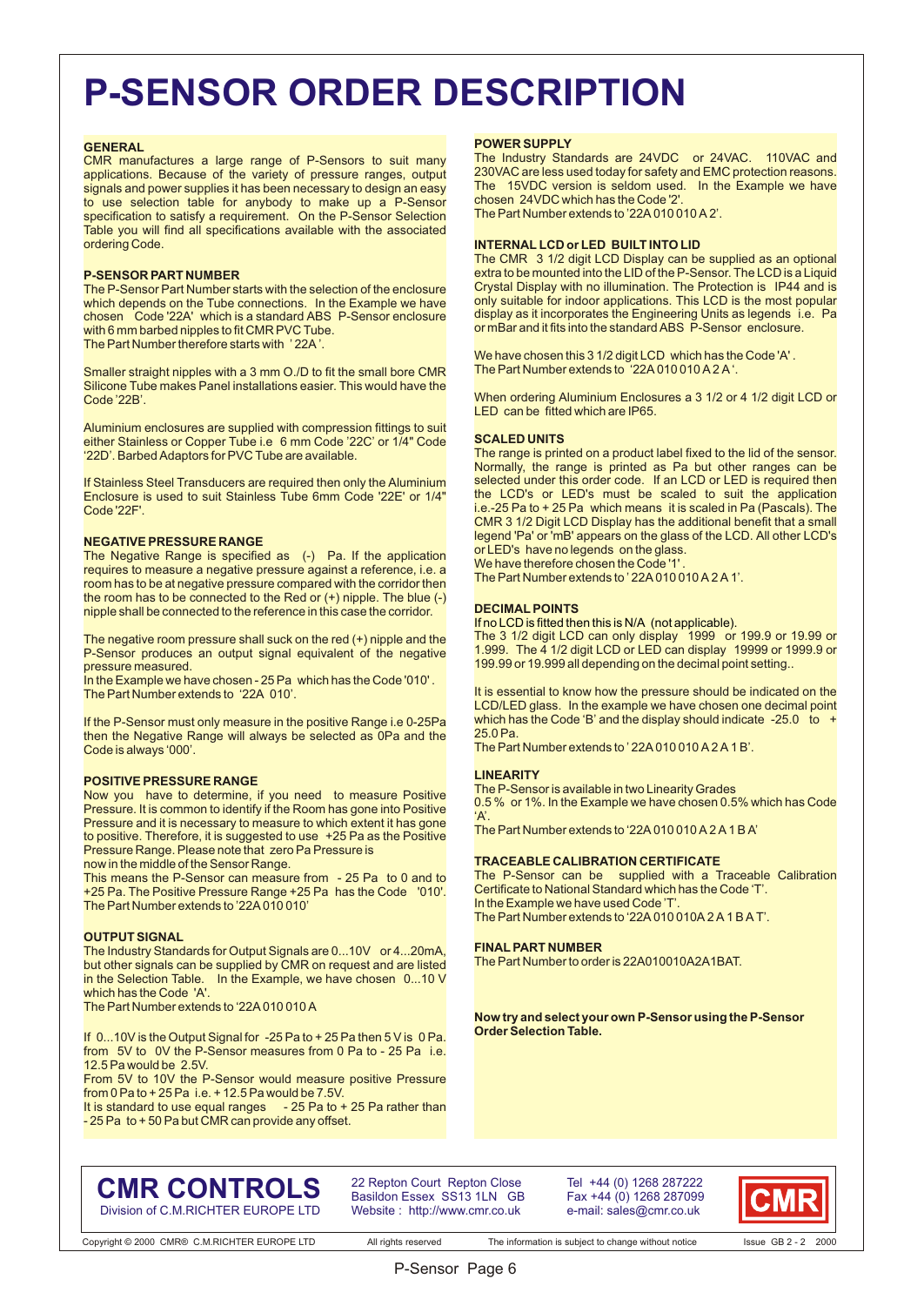# P-SENSOR ORDER DESCRIPTION

### GENERAL

CMR manufactures a large range of P-Sensors to suit many applications. Because of the variety of pressure ranges, output signals and power supplies it has been necessary to design an easy to use selection table for anybody to make up a P-Sensor specification to satisfy a requirement. On the P-Sensor Selection Table you will find all specifications available with the associated ordering Code.

### P-SENSOR PART NUMBER

The P-Sensor Part Number starts with the selection of the enclosure which depends on the Tube connections. In the Example we have chosen Code '22A' which is a standard ABS P-Sensor enclosure with 6 mm barbed nipples to fit CMR PVC Tube.
The Part Number therefore starts with ' 22A '.

Smaller straight nipples with a 3 mm O./D to fit the small bore CMR Silicone Tube makes Panel installations easier. This would have the Code '22B'.

Aluminium enclosures are supplied with compression fittings to suit either Stainless or Copper Tube i.e 6 mm Code '22C' or 1/4" Code '22D'. Barbed Adaptors for PVC Tube are available.

If Stainless Steel Transducers are required then only the Aluminium Enclosure is used to suit Stainless Tube 6mm Code '22E' or 1/4" Code '22F'.

### NEGATIVE PRESSURE RANGE

The Negative Range is specified as (-) Pa. If the application requires to measure a negative pressure against a reference, i.e. a room has to be at negative pressure compared with the corridor then the room has to be connected to the Red or (+) nipple. The blue (-) nipple shall be connected to the reference in this case the corridor.

The negative room pressure shall suck on the red (+) nipple and the P-Sensor produces an output signal equivalent of the negative pressure measured.
In the Example we have chosen - 25 Pa which has the Code '010'.
The Part Number extends to '22A 010'.

If the P-Sensor must only measure in the positive Range i.e 0-25Pa then the Negative Range will always be selected as 0Pa and the Code is always '000'.

### POSITIVE PRESSURE RANGE

Now you have to determine, if you need to measure Positive Pressure. It is common to identify if the Room has gone into Positive Pressure and it is necessary to measure to which extent it has gone to positive. Therefore, it is suggested to use +25 Pa as the Positive Pressure Range. Please note that zero Pa Pressure is now in the middle of the Sensor Range.
This means the P-Sensor can measure from - 25 Pa to 0 and to +25 Pa. The Positive Pressure Range +25 Pa has the Code '010'.
The Part Number extends to '22A 010 010'

### OUTPUT SIGNAL

The Industry Standards for Output Signals are 0...10V or 4...20mA, but other signals can be supplied by CMR on request and are listed in the Selection Table. In the Example, we have chosen 0...10 V which has the Code 'A'.
The Part Number extends to '22A 010 010 A

If 0...10V is the Output Signal for -25 Pa to + 25 Pa then 5 V is 0 Pa. from 5V to 0V the P-Sensor measures from 0 Pa to - 25 Pa i.e. 12.5 Pa would be 2.5V.
From 5V to 10V the P-Sensor would measure positive Pressure from 0 Pa to + 25 Pa i.e. + 12.5 Pa would be 7.5V.
It is standard to use equal ranges - 25 Pa to + 25 Pa rather than - 25 Pa to + 50 Pa but CMR can provide any offset.

### POWER SUPPLY

The Industry Standards are 24VDC or 24VAC. 110VAC and 230VAC are less used today for safety and EMC protection reasons. The 15VDC version is seldom used. In the Example we have chosen 24VDC which has the Code '2'.
The Part Number extends to '22A 010 010 A 2'.

### INTERNAL LCD or LED BUILT INTO LID

The CMR 3 1/2 digit LCD Display can be supplied as an optional extra to be mounted into the LID of the P-Sensor. The LCD is a Liquid Crystal Display with no illumination. The Protection is IP44 and is only suitable for indoor applications. This LCD is the most popular display as it incorporates the Engineering Units as legends i.e. Pa or mBar and it fits into the standard ABS P-Sensor enclosure.

We have chosen this 3 1/2 digit LCD which has the Code 'A'.
The Part Number extends to '22A 010 010 A 2 A '.

When ordering Aluminium Enclosures a 3 1/2 or 4 1/2 digit LCD or LED can be fitted which are IP65.

### SCALED UNITS

The range is printed on a product label fixed to the lid of the sensor. Normally, the range is printed as Pa but other ranges can be selected under this order code. If an LCD or LED is required then the LCD's or LED's must be scaled to suit the application i.e.-25 Pa to + 25 Pa which means it is scaled in Pa (Pascals). The CMR 3 1/2 Digit LCD Display has the additional benefit that a small legend 'Pa' or 'mB' appears on the glass of the LCD. All other LCD's or LED's have no legends on the glass.
We have therefore chosen the Code '1'.
The Part Number extends to ' 22A 010 010 A 2 A 1'.

### DECIMAL POINTS

If no LCD is fitted then this is N/A (not applicable).
The 3 1/2 digit LCD can only display 1999 or 199.9 or 19.99 or 1.999. The 4 1/2 digit LCD or LED can display 19999 or 1999.9 or 199.99 or 19.999 all depending on the decimal point setting..

It is essential to know how the pressure should be indicated on the LCD/LED glass. In the example we have chosen one decimal point which has the Code 'B' and the display should indicate -25.0 to + 25.0 Pa.
The Part Number extends to ' 22A 010 010 A 2 A 1 B'.

### LINEARITY

The P-Sensor is available in two Linearity Grades
0.5 % or 1%. In the Example we have chosen 0.5% which has Code 'A'.
The Part Number extends to '22A 010 010 A 2 A 1 B A'

### TRACEABLE CALIBRATION CERTIFICATE

The P-Sensor can be supplied with a Traceable Calibration Certificate to National Standard which has the Code 'T'.
In the Example we have used Code 'T'.
The Part Number extends to '22A 010 010A 2 A 1 B A T'.

### FINAL PART NUMBER

The Part Number to order is 22A010010A2A1BAT.

**Now try and select your own P-Sensor using the P-Sensor Order Selection Table.**

**CMR CONTROLS**
Division of C.M.RICHTER EUROPE LTD

22 Repton Court Repton Close
Basildon Essex SS13 1LN GB
Website : http://www.cmr.co.uk

Tel +44 (0) 1268 287222
Fax +44 (0) 1268 287099
e-mail: sales@cmr.co.uk

Copyright © 2000 CMR® C.M.RICHTER EUROPE LTD — All rights reserved — The information is subject to change without notice — Issue GB 2 - 2 2000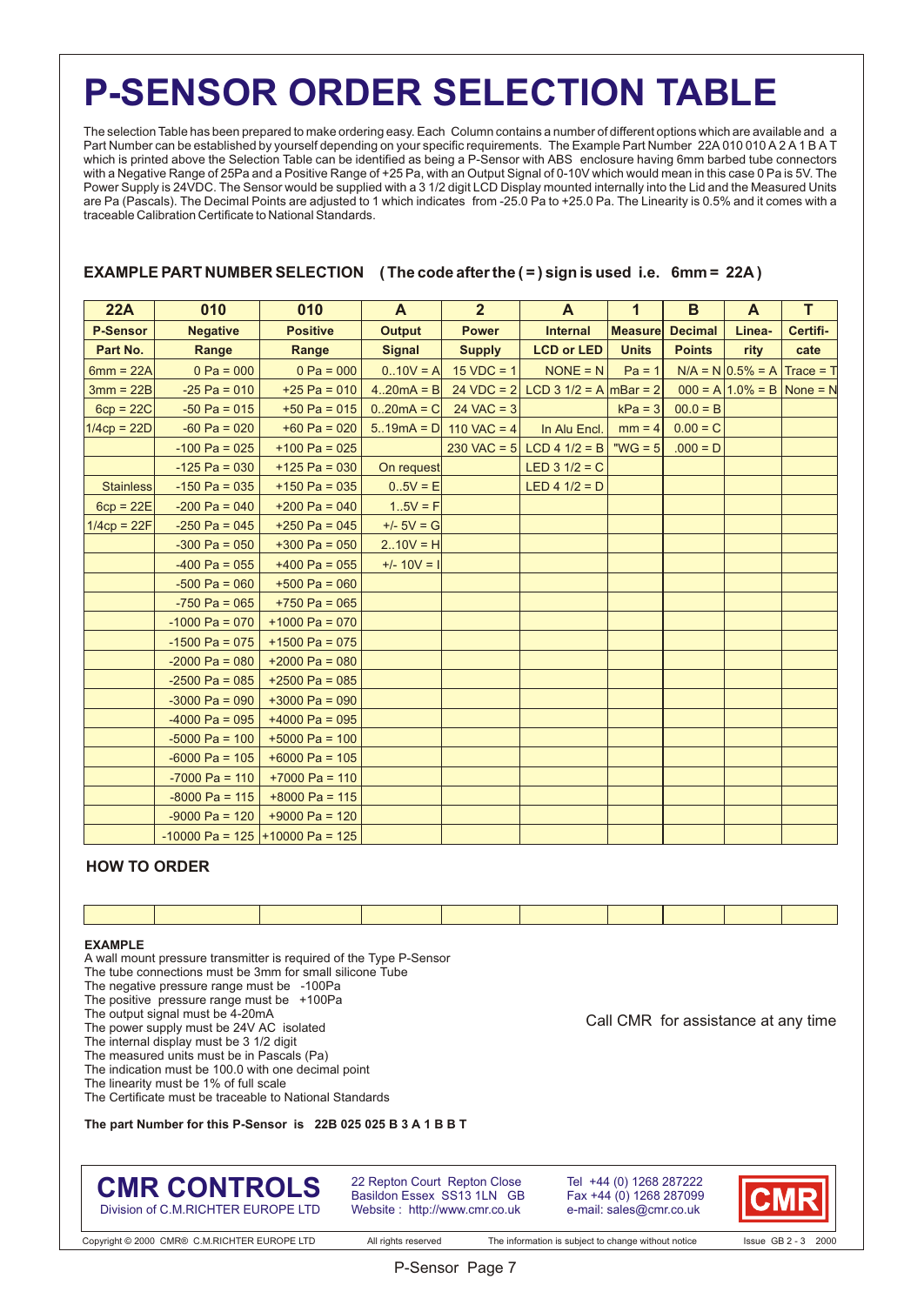# P-SENSOR ORDER SELECTION TABLE

The selection Table has been prepared to make ordering easy. Each Column contains a number of different options which are available and a Part Number can be established by yourself depending on your specific requirements. The Example Part Number 22A 010 010 A 2 A 1 B A T which is printed above the Selection Table can be identified as being a P-Sensor with ABS enclosure having 6mm barbed tube connectors with a Negative Range of 25Pa and a Positive Range of +25 Pa, with an Output Signal of 0-10V which would mean in this case 0 Pa is 5V. The Power Supply is 24VDC. The Sensor would be supplied with a 3 1/2 digit LCD Display mounted internally into the Lid and the Measured Units are Pa (Pascals). The Decimal Points are adjusted to 1 which indicates from -25.0 Pa to +25.0 Pa. The Linearity is 0.5% and it comes with a traceable Calibration Certificate to National Standards.

**EXAMPLE PART NUMBER SELECTION ( The code after the ( = ) sign is used i.e. 6mm = 22A )**

| 22A | 010 | 010 | A | 2 | A | 1 | B | A | T |
|---|---|---|---|---|---|---|---|---|---|
| **P-Sensor** | **Negative** | **Positive** | **Output** | **Power** | **Internal** | **Measure** | **Decimal** | **Linea-** | **Certifi-** |
| **Part No.** | **Range** | **Range** | **Signal** | **Supply** | **LCD or LED** | **Units** | **Points** | **rity** | **cate** |
| 6mm = 22A | 0 Pa = 000 | 0 Pa = 000 | 0..10V = A | 15 VDC = 1 | NONE = N | Pa = 1 | N/A = N | 0.5% = A | Trace = T |
| 3mm = 22B | -25 Pa = 010 | +25 Pa = 010 | 4..20mA = B | 24 VDC = 2 | LCD 3 1/2 = A | mBar = 2 | 000 = A | 1.0% = B | None = N |
| 6cp = 22C | -50 Pa = 015 | +50 Pa = 015 | 0..20mA = C | 24 VAC = 3 | | kPa = 3 | 00.0 = B | | |
| 1/4cp = 22D | -60 Pa = 020 | +60 Pa = 020 | 5..19mA = D | 110 VAC = 4 | In Alu Encl. | mm = 4 | 0.00 = C | | |
| | -100 Pa = 025 | +100 Pa = 025 | | 230 VAC = 5 | LCD 4 1/2 = B | "WG = 5 | .000 = D | | |
| | -125 Pa = 030 | +125 Pa = 030 | On request | | LED 3 1/2 = C | | | | |
| Stainless | -150 Pa = 035 | +150 Pa = 035 | 0..5V = E | | LED 4 1/2 = D | | | | |
| 6cp = 22E | -200 Pa = 040 | +200 Pa = 040 | 1..5V = F | | | | | | |
| 1/4cp = 22F | -250 Pa = 045 | +250 Pa = 045 | +/- 5V = G | | | | | | |
| | -300 Pa = 050 | +300 Pa = 050 | 2..10V = H | | | | | | |
| | -400 Pa = 055 | +400 Pa = 055 | +/- 10V = I | | | | | | |
| | -500 Pa = 060 | +500 Pa = 060 | | | | | | | |
| | -750 Pa = 065 | +750 Pa = 065 | | | | | | | |
| | -1000 Pa = 070 | +1000 Pa = 070 | | | | | | | |
| | -1500 Pa = 075 | +1500 Pa = 075 | | | | | | | |
| | -2000 Pa = 080 | +2000 Pa = 080 | | | | | | | |
| | -2500 Pa = 085 | +2500 Pa = 085 | | | | | | | |
| | -3000 Pa = 090 | +3000 Pa = 090 | | | | | | | |
| | -4000 Pa = 095 | +4000 Pa = 095 | | | | | | | |
| | -5000 Pa = 100 | +5000 Pa = 100 | | | | | | | |
| | -6000 Pa = 105 | +6000 Pa = 105 | | | | | | | |
| | -7000 Pa = 110 | +7000 Pa = 110 | | | | | | | |
| | -8000 Pa = 115 | +8000 Pa = 115 | | | | | | | |
| | -9000 Pa = 120 | +9000 Pa = 120 | | | | | | | |
| | -10000 Pa = 125 | +10000 Pa = 125 | | | | | | | |

**HOW TO ORDER**

| | | | | | | | | | |
|---|---|---|---|---|---|---|---|---|---|
| | | | | | | | | | |

**EXAMPLE**

A wall mount pressure transmitter is required of the Type P-Sensor
The tube connections must be 3mm for small silicone Tube
The negative pressure range must be -100Pa
The positive pressure range must be +100Pa
The output signal must be 4-20mA
The power supply must be 24V AC isolated
The internal display must be 3 1/2 digit
The measured units must be in Pascals (Pa)
The indication must be 100.0 with one decimal point
The linearity must be 1% of full scale
The Certificate must be traceable to National Standards

Call CMR for assistance at any time

**The part Number for this P-Sensor is 22B 025 025 B 3 A 1 B B T**

**CMR CONTROLS**
Division of C.M.RICHTER EUROPE LTD

22 Repton Court Repton Close
Basildon Essex SS13 1LN GB
Website : http://www.cmr.co.uk

Tel +44 (0) 1268 287222
Fax +44 (0) 1268 287099
e-mail: sales@cmr.co.uk

CMR

Copyright © 2000 CMR® C.M.RICHTER EUROPE LTD All rights reserved The information is subject to change without notice Issue GB 2 - 3 2000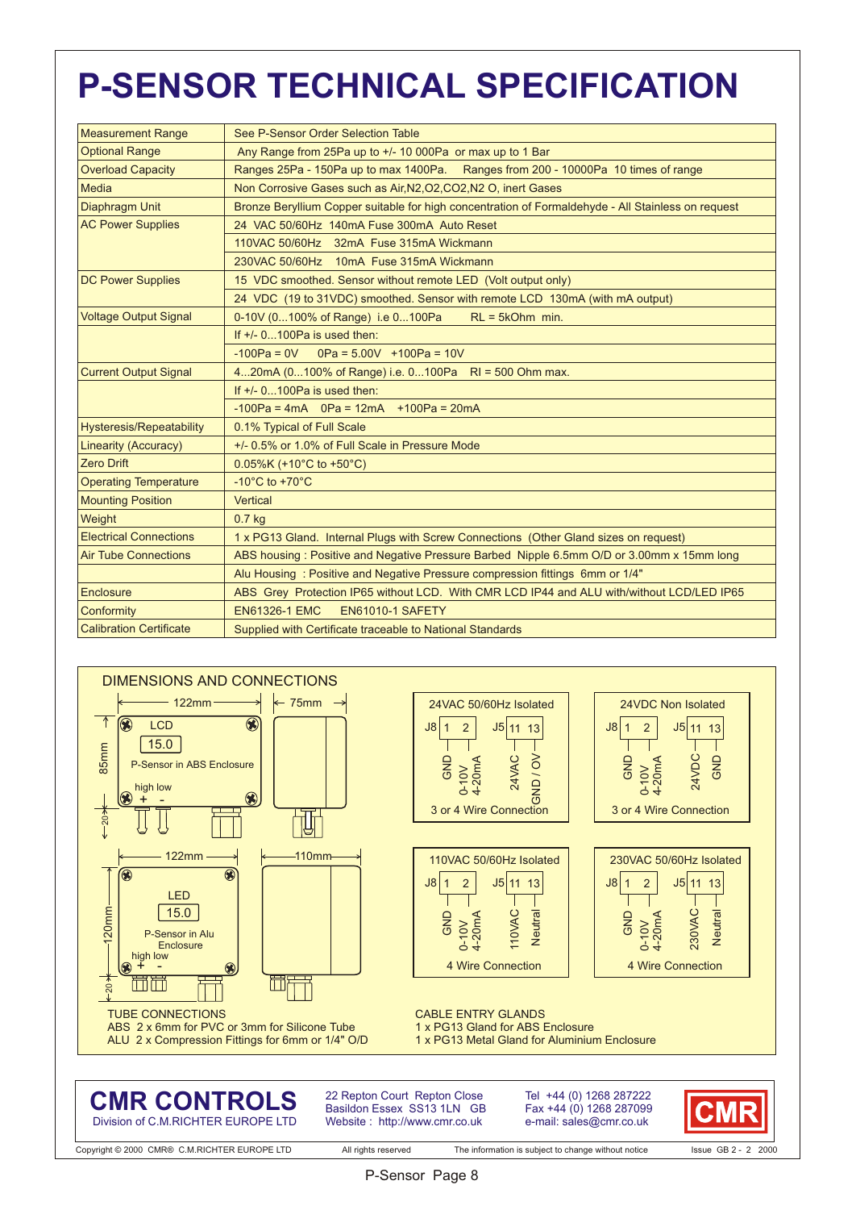# P-SENSOR TECHNICAL SPECIFICATION

| | |
|---|---|
| Measurement Range | See P-Sensor Order Selection Table |
| Optional Range | Any Range from 25Pa up to +/- 10 000Pa or max up to 1 Bar |
| Overload Capacity | Ranges 25Pa - 150Pa up to max 1400Pa. Ranges from 200 - 10000Pa 10 times of range |
| Media | Non Corrosive Gases such as Air,N2,O2,CO2,N2 O, inert Gases |
| Diaphragm Unit | Bronze Beryllium Copper suitable for high concentration of Formaldehyde - All Stainless on request |
| AC Power Supplies | 24 VAC 50/60Hz 140mA Fuse 300mA Auto Reset |
| | 110VAC 50/60Hz 32mA Fuse 315mA Wickmann |
| | 230VAC 50/60Hz 10mA Fuse 315mA Wickmann |
| DC Power Supplies | 15 VDC smoothed. Sensor without remote LED (Volt output only) |
| | 24 VDC (19 to 31VDC) smoothed. Sensor with remote LCD 130mA (with mA output) |
| Voltage Output Signal | 0-10V (0...100% of Range) i.e 0...100Pa RL = 5kOhm min. |
| | If +/- 0...100Pa is used then: |
| | -100Pa = 0V 0Pa = 5.00V +100Pa = 10V |
| Current Output Signal | 4...20mA (0...100% of Range) i.e. 0...100Pa Rl = 500 Ohm max. |
| | If +/- 0...100Pa is used then: |
| | -100Pa = 4mA 0Pa = 12mA +100Pa = 20mA |
| Hysteresis/Repeatability | 0.1% Typical of Full Scale |
| Linearity (Accuracy) | +/- 0.5% or 1.0% of Full Scale in Pressure Mode |
| Zero Drift | 0.05%K (+10°C to +50°C) |
| Operating Temperature | -10°C to +70°C |
| Mounting Position | Vertical |
| Weight | 0.7 kg |
| Electrical Connections | 1 x PG13 Gland. Internal Plugs with Screw Connections (Other Gland sizes on request) |
| Air Tube Connections | ABS housing : Positive and Negative Pressure Barbed Nipple 6.5mm O/D or 3.00mm x 15mm long |
| | Alu Housing : Positive and Negative Pressure compression fittings 6mm or 1/4" |
| Enclosure | ABS Grey Protection IP65 without LCD. With CMR LCD IP44 and ALU with/without LCD/LED IP65 |
| Conformity | EN61326-1 EMC EN61010-1 SAFETY |
| Calibration Certificate | Supplied with Certificate traceable to National Standards |

## DIMENSIONS AND CONNECTIONS

122mm
75mm
85mm
20
LCD
15.0
P-Sensor in ABS Enclosure
high low
+ -

122mm
110mm
120mm
20
LED
15.0
P-Sensor in Alu Enclosure
high low
+ -

24VAC 50/60Hz Isolated
J8 1 2 J5 11 13
GND 0-10V 4-20mA 24VAC GND / 0V
3 or 4 Wire Connection

24VDC Non Isolated
J8 1 2 J5 11 13
GND 0-10V 4-20mA 24VDC GND
3 or 4 Wire Connection

110VAC 50/60Hz Isolated
J8 1 2 J5 11 13
GND 0-10V 4-20mA 110VAC Neutral
4 Wire Connection

230VAC 50/60Hz Isolated
J8 1 2 J5 11 13
GND 0-10V 4-20mA 230VAC Neutral
4 Wire Connection

TUBE CONNECTIONS
ABS 2 x 6mm for PVC or 3mm for Silicone Tube
ALU 2 x Compression Fittings for 6mm or 1/4" O/D

CABLE ENTRY GLANDS
1 x PG13 Gland for ABS Enclosure
1 x PG13 Metal Gland for Aluminium Enclosure

**CMR CONTROLS**
Division of C.M.RICHTER EUROPE LTD

22 Repton Court Repton Close
Basildon Essex SS13 1LN GB
Website : http://www.cmr.co.uk

Tel +44 (0) 1268 287222
Fax +44 (0) 1268 287099
e-mail: sales@cmr.co.uk

CMR

Copyright © 2000 CMR® C.M.RICHTER EUROPE LTD All rights reserved The information is subject to change without notice Issue GB 2 - 2 2000